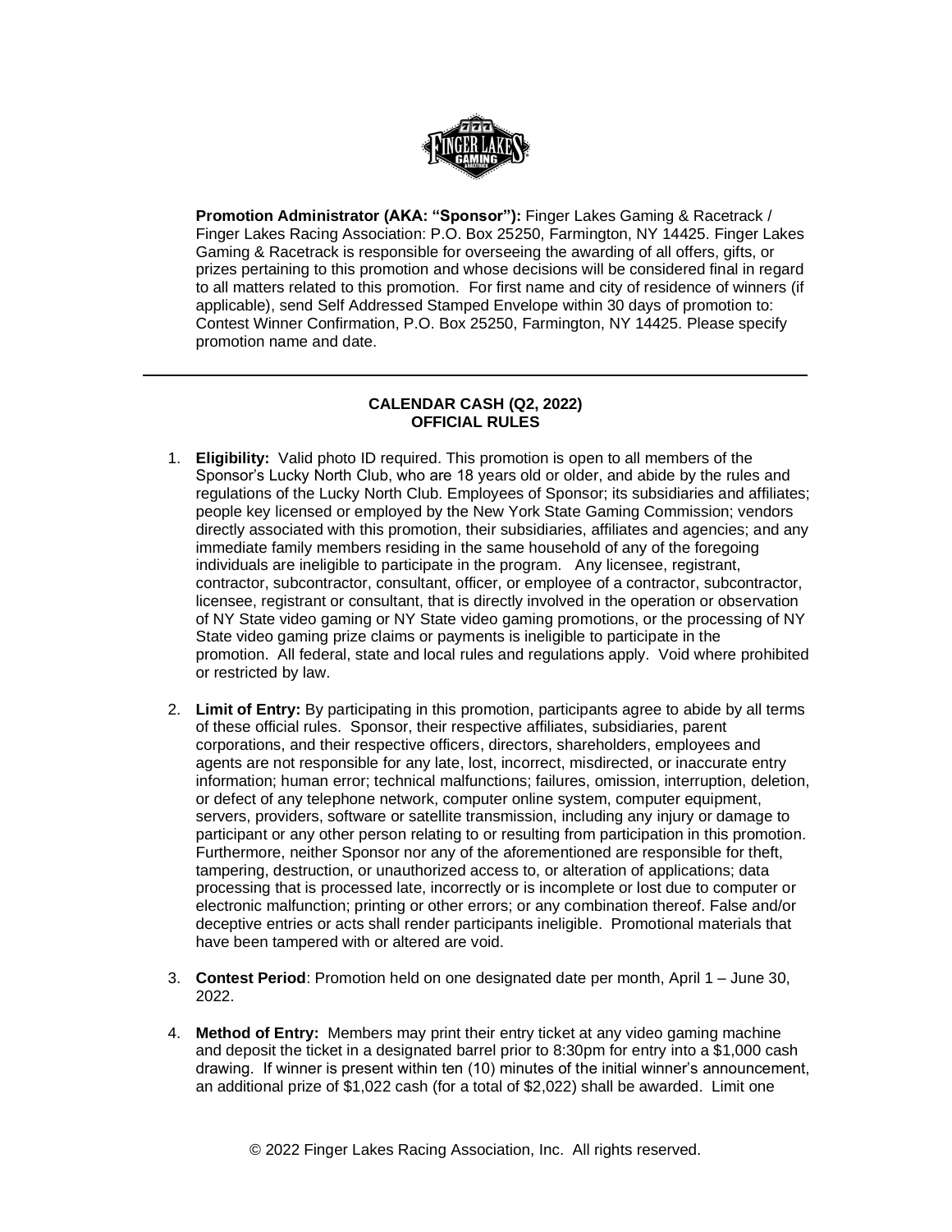**Promotion Administrator (AKA: "Sponsor"):** Finger Lakes Gaming & Racetrack / Finger Lakes Racing Association: P.O. Box 25250, Farmington, NY 14425. Finger Lakes Gaming & Racetrack is responsible for overseeing the awarding of all offers, gifts, or prizes pertaining to this promotion and whose decisions will be considered final in regard to all matters related to this promotion. For first name and city of residence of winners (if applicable), send Self Addressed Stamped Envelope within 30 days of promotion to: Contest Winner Confirmation, P.O. Box 25250, Farmington, NY 14425. Please specify promotion name and date.

---

## CALENDAR CASH (Q2, 2022)
## OFFICIAL RULES

1. **Eligibility:** Valid photo ID required. This promotion is open to all members of the Sponsor's Lucky North Club, who are 18 years old or older, and abide by the rules and regulations of the Lucky North Club. Employees of Sponsor; its subsidiaries and affiliates; people key licensed or employed by the New York State Gaming Commission; vendors directly associated with this promotion, their subsidiaries, affiliates and agencies; and any immediate family members residing in the same household of any of the foregoing individuals are ineligible to participate in the program. Any licensee, registrant, contractor, subcontractor, consultant, officer, or employee of a contractor, subcontractor, licensee, registrant or consultant, that is directly involved in the operation or observation of NY State video gaming or NY State video gaming promotions, or the processing of NY State video gaming prize claims or payments is ineligible to participate in the promotion. All federal, state and local rules and regulations apply. Void where prohibited or restricted by law.

2. **Limit of Entry:** By participating in this promotion, participants agree to abide by all terms of these official rules. Sponsor, their respective affiliates, subsidiaries, parent corporations, and their respective officers, directors, shareholders, employees and agents are not responsible for any late, lost, incorrect, misdirected, or inaccurate entry information; human error; technical malfunctions; failures, omission, interruption, deletion, or defect of any telephone network, computer online system, computer equipment, servers, providers, software or satellite transmission, including any injury or damage to participant or any other person relating to or resulting from participation in this promotion. Furthermore, neither Sponsor nor any of the aforementioned are responsible for theft, tampering, destruction, or unauthorized access to, or alteration of applications; data processing that is processed late, incorrectly or is incomplete or lost due to computer or electronic malfunction; printing or other errors; or any combination thereof. False and/or deceptive entries or acts shall render participants ineligible. Promotional materials that have been tampered with or altered are void.

3. **Contest Period**: Promotion held on one designated date per month, April 1 – June 30, 2022.

4. **Method of Entry:** Members may print their entry ticket at any video gaming machine and deposit the ticket in a designated barrel prior to 8:30pm for entry into a $1,000 cash drawing. If winner is present within ten (10) minutes of the initial winner's announcement, an additional prize of $1,022 cash (for a total of $2,022) shall be awarded. Limit one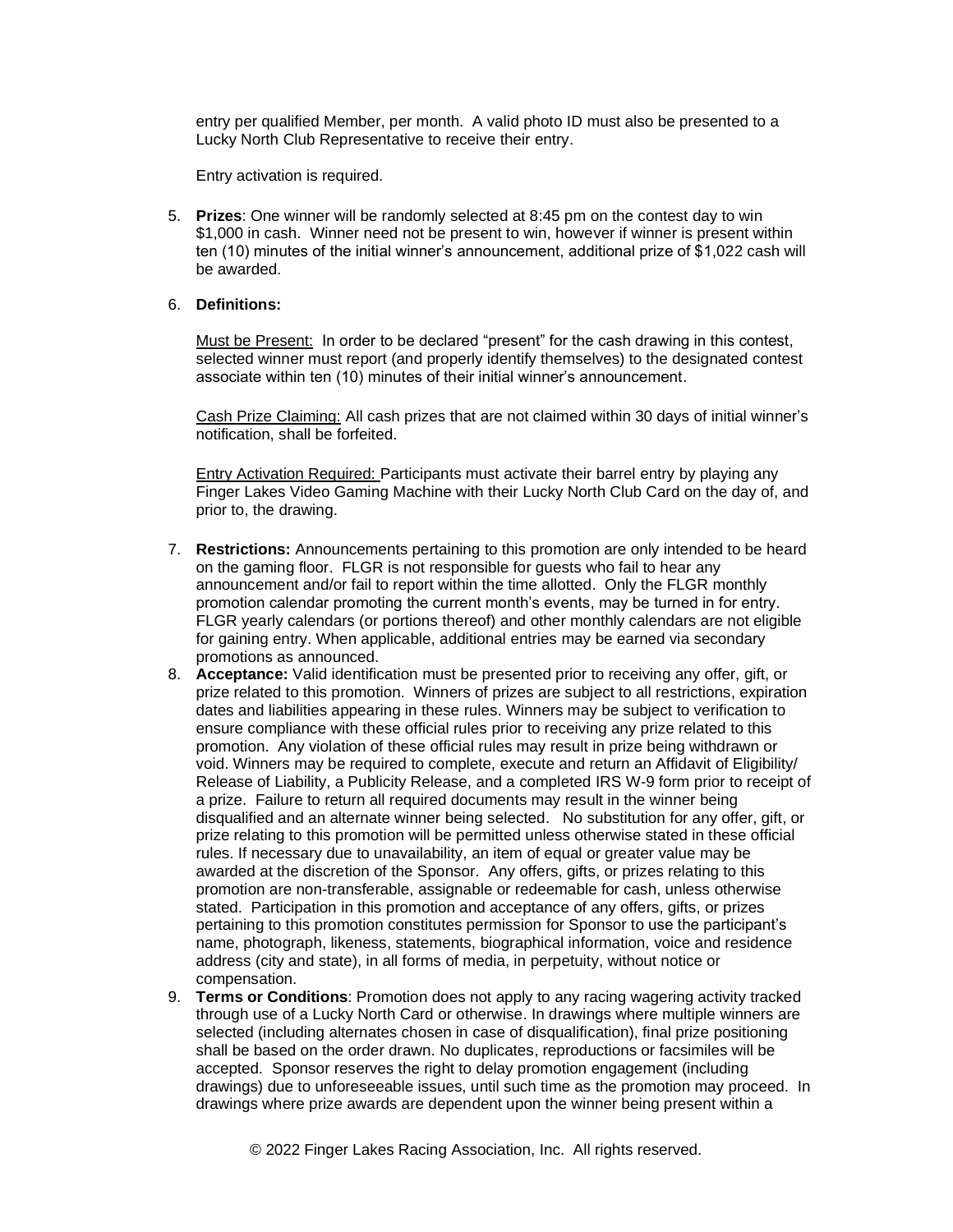entry per qualified Member, per month. A valid photo ID must also be presented to a Lucky North Club Representative to receive their entry.

Entry activation is required.

5. **Prizes**: One winner will be randomly selected at 8:45 pm on the contest day to win $1,000 in cash. Winner need not be present to win, however if winner is present within ten (10) minutes of the initial winner's announcement, additional prize of $1,022 cash will be awarded.

6. **Definitions:**

   Must be Present: In order to be declared "present" for the cash drawing in this contest, selected winner must report (and properly identify themselves) to the designated contest associate within ten (10) minutes of their initial winner's announcement.

   Cash Prize Claiming: All cash prizes that are not claimed within 30 days of initial winner's notification, shall be forfeited.

   Entry Activation Required: Participants must activate their barrel entry by playing any Finger Lakes Video Gaming Machine with their Lucky North Club Card on the day of, and prior to, the drawing.

7. **Restrictions:** Announcements pertaining to this promotion are only intended to be heard on the gaming floor. FLGR is not responsible for guests who fail to hear any announcement and/or fail to report within the time allotted. Only the FLGR monthly promotion calendar promoting the current month's events, may be turned in for entry. FLGR yearly calendars (or portions thereof) and other monthly calendars are not eligible for gaining entry. When applicable, additional entries may be earned via secondary promotions as announced.
8. **Acceptance:** Valid identification must be presented prior to receiving any offer, gift, or prize related to this promotion. Winners of prizes are subject to all restrictions, expiration dates and liabilities appearing in these rules. Winners may be subject to verification to ensure compliance with these official rules prior to receiving any prize related to this promotion. Any violation of these official rules may result in prize being withdrawn or void. Winners may be required to complete, execute and return an Affidavit of Eligibility/ Release of Liability, a Publicity Release, and a completed IRS W-9 form prior to receipt of a prize. Failure to return all required documents may result in the winner being disqualified and an alternate winner being selected. No substitution for any offer, gift, or prize relating to this promotion will be permitted unless otherwise stated in these official rules. If necessary due to unavailability, an item of equal or greater value may be awarded at the discretion of the Sponsor. Any offers, gifts, or prizes relating to this promotion are non-transferable, assignable or redeemable for cash, unless otherwise stated. Participation in this promotion and acceptance of any offers, gifts, or prizes pertaining to this promotion constitutes permission for Sponsor to use the participant's name, photograph, likeness, statements, biographical information, voice and residence address (city and state), in all forms of media, in perpetuity, without notice or compensation.
9. **Terms or Conditions**: Promotion does not apply to any racing wagering activity tracked through use of a Lucky North Card or otherwise. In drawings where multiple winners are selected (including alternates chosen in case of disqualification), final prize positioning shall be based on the order drawn. No duplicates, reproductions or facsimiles will be accepted. Sponsor reserves the right to delay promotion engagement (including drawings) due to unforeseeable issues, until such time as the promotion may proceed. In drawings where prize awards are dependent upon the winner being present within a

© 2022 Finger Lakes Racing Association, Inc. All rights reserved.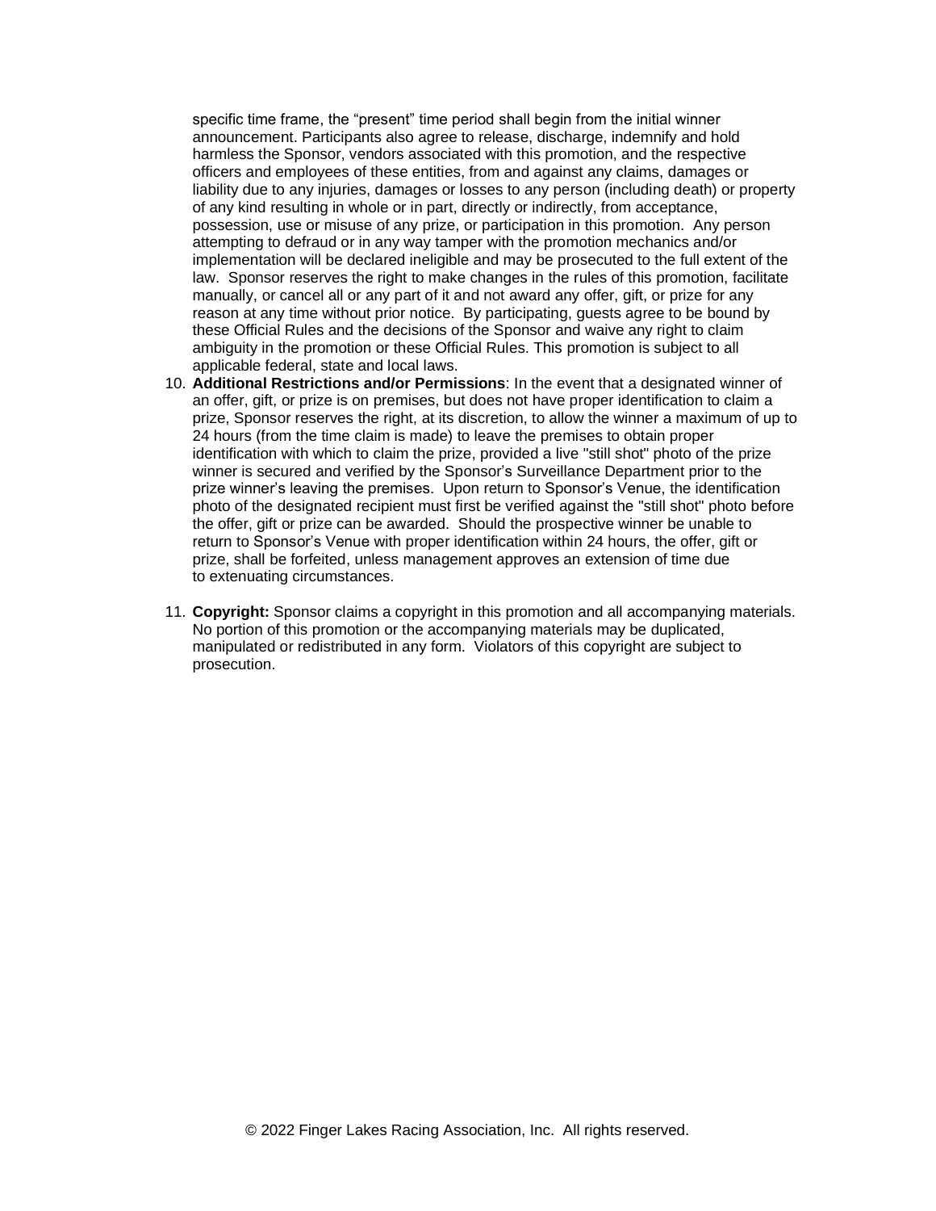specific time frame, the "present" time period shall begin from the initial winner announcement. Participants also agree to release, discharge, indemnify and hold harmless the Sponsor, vendors associated with this promotion, and the respective officers and employees of these entities, from and against any claims, damages or liability due to any injuries, damages or losses to any person (including death) or property of any kind resulting in whole or in part, directly or indirectly, from acceptance, possession, use or misuse of any prize, or participation in this promotion. Any person attempting to defraud or in any way tamper with the promotion mechanics and/or implementation will be declared ineligible and may be prosecuted to the full extent of the law. Sponsor reserves the right to make changes in the rules of this promotion, facilitate manually, or cancel all or any part of it and not award any offer, gift, or prize for any reason at any time without prior notice. By participating, guests agree to be bound by these Official Rules and the decisions of the Sponsor and waive any right to claim ambiguity in the promotion or these Official Rules. This promotion is subject to all applicable federal, state and local laws.

10. **Additional Restrictions and/or Permissions**: In the event that a designated winner of an offer, gift, or prize is on premises, but does not have proper identification to claim a prize, Sponsor reserves the right, at its discretion, to allow the winner a maximum of up to 24 hours (from the time claim is made) to leave the premises to obtain proper identification with which to claim the prize, provided a live "still shot" photo of the prize winner is secured and verified by the Sponsor's Surveillance Department prior to the prize winner's leaving the premises. Upon return to Sponsor's Venue, the identification photo of the designated recipient must first be verified against the "still shot" photo before the offer, gift or prize can be awarded. Should the prospective winner be unable to return to Sponsor's Venue with proper identification within 24 hours, the offer, gift or prize, shall be forfeited, unless management approves an extension of time due to extenuating circumstances.

11. **Copyright:** Sponsor claims a copyright in this promotion and all accompanying materials. No portion of this promotion or the accompanying materials may be duplicated, manipulated or redistributed in any form. Violators of this copyright are subject to prosecution.

© 2022 Finger Lakes Racing Association, Inc. All rights reserved.